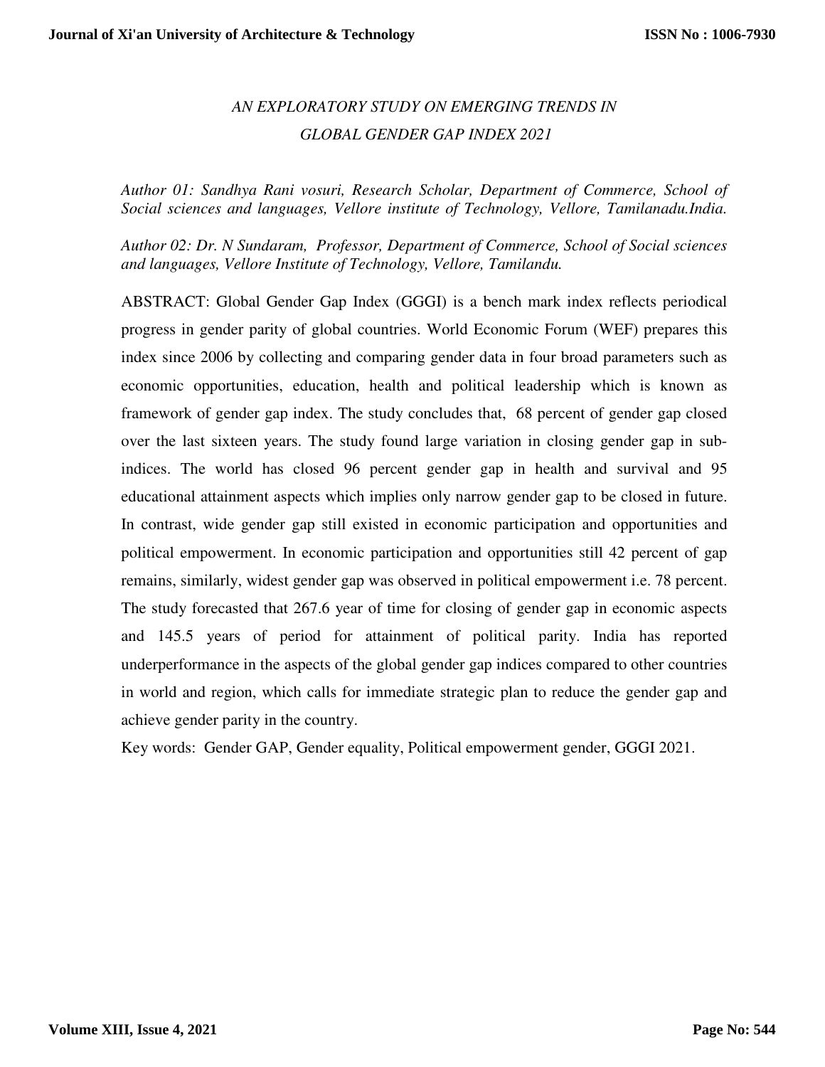# *AN EXPLORATORY STUDY ON EMERGING TRENDS IN GLOBAL GENDER GAP INDEX 2021*

*Author 01: Sandhya Rani vosuri, Research Scholar, Department of Commerce, School of Social sciences and languages, Vellore institute of Technology, Vellore, Tamilanadu.India.*

*Author 02: Dr. N Sundaram, Professor, Department of Commerce, School of Social sciences and languages, Vellore Institute of Technology, Vellore, Tamilandu.*

ABSTRACT: Global Gender Gap Index (GGGI) is a bench mark index reflects periodical progress in gender parity of global countries. World Economic Forum (WEF) prepares this index since 2006 by collecting and comparing gender data in four broad parameters such as economic opportunities, education, health and political leadership which is known as framework of gender gap index. The study concludes that, 68 percent of gender gap closed over the last sixteen years. The study found large variation in closing gender gap in sub-indices. The world has closed 96 percent gender gap in health and survival and 95 educational attainment aspects which implies only narrow gender gap to be closed in future. In contrast, wide gender gap still existed in economic participation and opportunities and political empowerment. In economic participation and opportunities still 42 percent of gap remains, similarly, widest gender gap was observed in political empowerment i.e. 78 percent. The study forecasted that 267.6 year of time for closing of gender gap in economic aspects and 145.5 years of period for attainment of political parity. India has reported underperformance in the aspects of the global gender gap indices compared to other countries in world and region, which calls for immediate strategic plan to reduce the gender gap and achieve gender parity in the country.

Key words: Gender GAP, Gender equality, Political empowerment gender, GGGI 2021.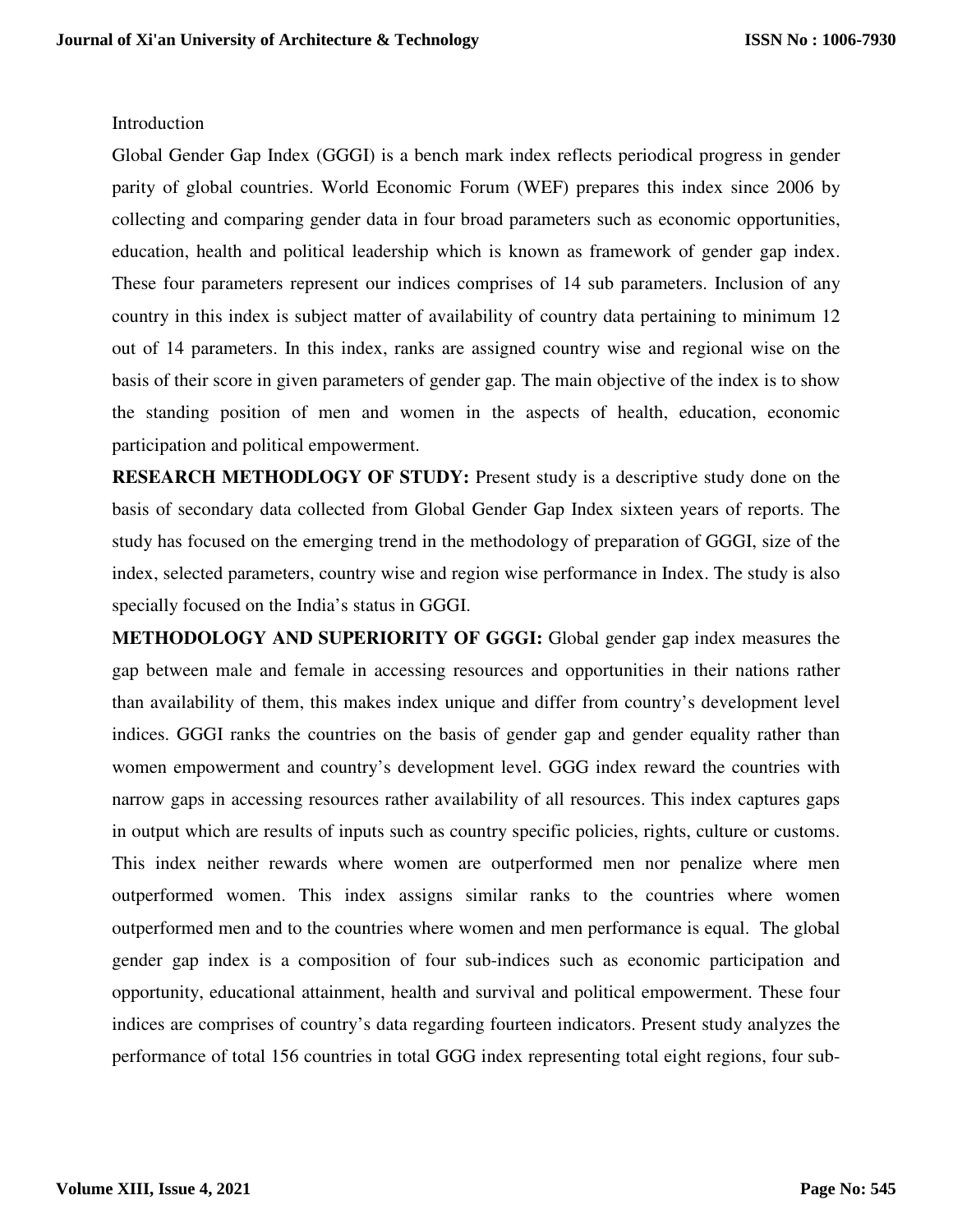Introduction

Global Gender Gap Index (GGGI) is a bench mark index reflects periodical progress in gender parity of global countries. World Economic Forum (WEF) prepares this index since 2006 by collecting and comparing gender data in four broad parameters such as economic opportunities, education, health and political leadership which is known as framework of gender gap index. These four parameters represent our indices comprises of 14 sub parameters. Inclusion of any country in this index is subject matter of availability of country data pertaining to minimum 12 out of 14 parameters. In this index, ranks are assigned country wise and regional wise on the basis of their score in given parameters of gender gap. The main objective of the index is to show the standing position of men and women in the aspects of health, education, economic participation and political empowerment.

**RESEARCH METHODLOGY OF STUDY:** Present study is a descriptive study done on the basis of secondary data collected from Global Gender Gap Index sixteen years of reports. The study has focused on the emerging trend in the methodology of preparation of GGGI, size of the index, selected parameters, country wise and region wise performance in Index. The study is also specially focused on the India's status in GGGI.

**METHODOLOGY AND SUPERIORITY OF GGGI:** Global gender gap index measures the gap between male and female in accessing resources and opportunities in their nations rather than availability of them, this makes index unique and differ from country's development level indices. GGGI ranks the countries on the basis of gender gap and gender equality rather than women empowerment and country's development level. GGG index reward the countries with narrow gaps in accessing resources rather availability of all resources. This index captures gaps in output which are results of inputs such as country specific policies, rights, culture or customs. This index neither rewards where women are outperformed men nor penalize where men outperformed women. This index assigns similar ranks to the countries where women outperformed men and to the countries where women and men performance is equal. The global gender gap index is a composition of four sub-indices such as economic participation and opportunity, educational attainment, health and survival and political empowerment. These four indices are comprises of country's data regarding fourteen indicators. Present study analyzes the performance of total 156 countries in total GGG index representing total eight regions, four sub-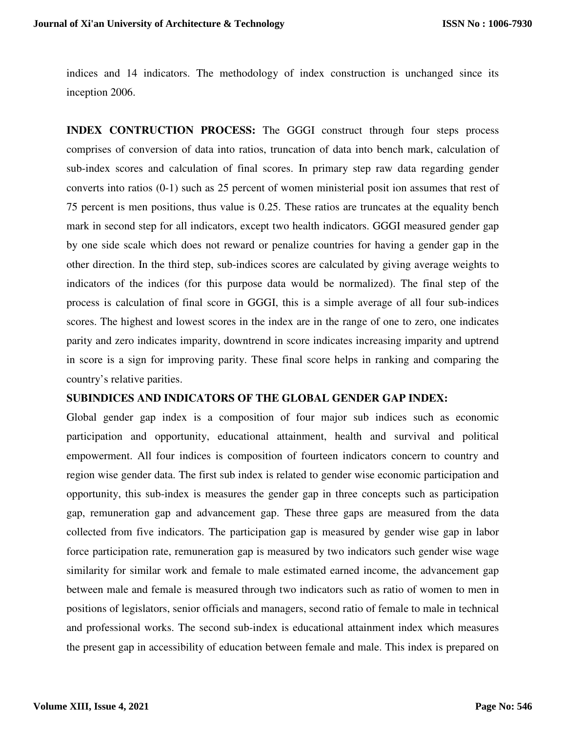indices and 14 indicators. The methodology of index construction is unchanged since its inception 2006.

**INDEX CONTRUCTION PROCESS:** The GGGI construct through four steps process comprises of conversion of data into ratios, truncation of data into bench mark, calculation of sub-index scores and calculation of final scores. In primary step raw data regarding gender converts into ratios (0-1) such as 25 percent of women ministerial posit ion assumes that rest of 75 percent is men positions, thus value is 0.25. These ratios are truncates at the equality bench mark in second step for all indicators, except two health indicators. GGGI measured gender gap by one side scale which does not reward or penalize countries for having a gender gap in the other direction. In the third step, sub-indices scores are calculated by giving average weights to indicators of the indices (for this purpose data would be normalized). The final step of the process is calculation of final score in GGGI, this is a simple average of all four sub-indices scores. The highest and lowest scores in the index are in the range of one to zero, one indicates parity and zero indicates imparity, downtrend in score indicates increasing imparity and uptrend in score is a sign for improving parity. These final score helps in ranking and comparing the country's relative parities.

**SUBINDICES AND INDICATORS OF THE GLOBAL GENDER GAP INDEX:**

Global gender gap index is a composition of four major sub indices such as economic participation and opportunity, educational attainment, health and survival and political empowerment. All four indices is composition of fourteen indicators concern to country and region wise gender data. The first sub index is related to gender wise economic participation and opportunity, this sub-index is measures the gender gap in three concepts such as participation gap, remuneration gap and advancement gap. These three gaps are measured from the data collected from five indicators. The participation gap is measured by gender wise gap in labor force participation rate, remuneration gap is measured by two indicators such gender wise wage similarity for similar work and female to male estimated earned income, the advancement gap between male and female is measured through two indicators such as ratio of women to men in positions of legislators, senior officials and managers, second ratio of female to male in technical and professional works. The second sub-index is educational attainment index which measures the present gap in accessibility of education between female and male. This index is prepared on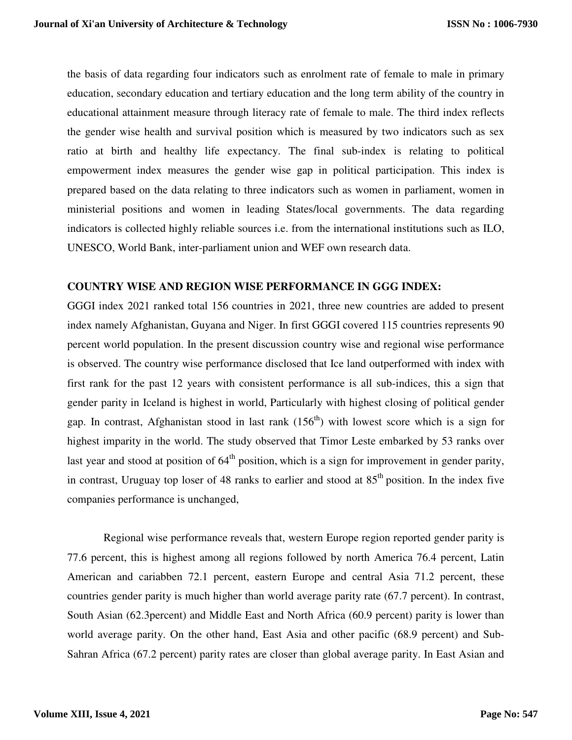the basis of data regarding four indicators such as enrolment rate of female to male in primary education, secondary education and tertiary education and the long term ability of the country in educational attainment measure through literacy rate of female to male. The third index reflects the gender wise health and survival position which is measured by two indicators such as sex ratio at birth and healthy life expectancy. The final sub-index is relating to political empowerment index measures the gender wise gap in political participation. This index is prepared based on the data relating to three indicators such as women in parliament, women in ministerial positions and women in leading States/local governments. The data regarding indicators is collected highly reliable sources i.e. from the international institutions such as ILO, UNESCO, World Bank, inter-parliament union and WEF own research data.

**COUNTRY WISE AND REGION WISE PERFORMANCE IN GGG INDEX:**

GGGI index 2021 ranked total 156 countries in 2021, three new countries are added to present index namely Afghanistan, Guyana and Niger. In first GGGI covered 115 countries represents 90 percent world population. In the present discussion country wise and regional wise performance is observed. The country wise performance disclosed that Ice land outperformed with index with first rank for the past 12 years with consistent performance is all sub-indices, this a sign that gender parity in Iceland is highest in world, Particularly with highest closing of political gender gap. In contrast, Afghanistan stood in last rank (156th) with lowest score which is a sign for highest imparity in the world. The study observed that Timor Leste embarked by 53 ranks over last year and stood at position of 64th position, which is a sign for improvement in gender parity, in contrast, Uruguay top loser of 48 ranks to earlier and stood at 85th position. In the index five companies performance is unchanged,

Regional wise performance reveals that, western Europe region reported gender parity is 77.6 percent, this is highest among all regions followed by north America 76.4 percent, Latin American and cariabben 72.1 percent, eastern Europe and central Asia 71.2 percent, these countries gender parity is much higher than world average parity rate (67.7 percent). In contrast, South Asian (62.3percent) and Middle East and North Africa (60.9 percent) parity is lower than world average parity. On the other hand, East Asia and other pacific (68.9 percent) and Sub-Sahran Africa (67.2 percent) parity rates are closer than global average parity. In East Asian and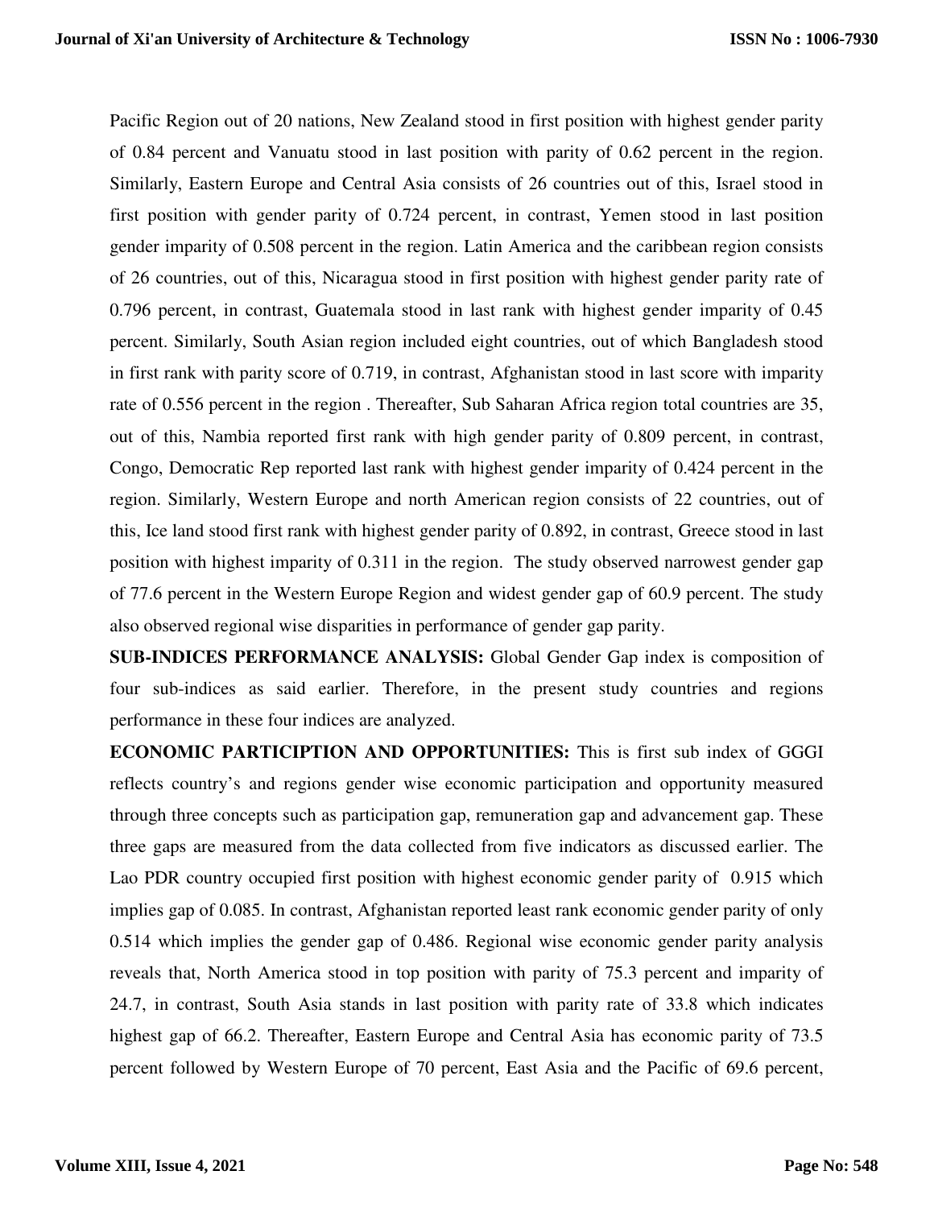Pacific Region out of 20 nations, New Zealand stood in first position with highest gender parity of 0.84 percent and Vanuatu stood in last position with parity of 0.62 percent in the region. Similarly, Eastern Europe and Central Asia consists of 26 countries out of this, Israel stood in first position with gender parity of 0.724 percent, in contrast, Yemen stood in last position gender imparity of 0.508 percent in the region. Latin America and the caribbean region consists of 26 countries, out of this, Nicaragua stood in first position with highest gender parity rate of 0.796 percent, in contrast, Guatemala stood in last rank with highest gender imparity of 0.45 percent. Similarly, South Asian region included eight countries, out of which Bangladesh stood in first rank with parity score of 0.719, in contrast, Afghanistan stood in last score with imparity rate of 0.556 percent in the region . Thereafter, Sub Saharan Africa region total countries are 35, out of this, Nambia reported first rank with high gender parity of 0.809 percent, in contrast, Congo, Democratic Rep reported last rank with highest gender imparity of 0.424 percent in the region. Similarly, Western Europe and north American region consists of 22 countries, out of this, Ice land stood first rank with highest gender parity of 0.892, in contrast, Greece stood in last position with highest imparity of 0.311 in the region. The study observed narrowest gender gap of 77.6 percent in the Western Europe Region and widest gender gap of 60.9 percent. The study also observed regional wise disparities in performance of gender gap parity.

**SUB-INDICES PERFORMANCE ANALYSIS:** Global Gender Gap index is composition of four sub-indices as said earlier. Therefore, in the present study countries and regions performance in these four indices are analyzed.

**ECONOMIC PARTICIPTION AND OPPORTUNITIES:** This is first sub index of GGGI reflects country's and regions gender wise economic participation and opportunity measured through three concepts such as participation gap, remuneration gap and advancement gap. These three gaps are measured from the data collected from five indicators as discussed earlier. The Lao PDR country occupied first position with highest economic gender parity of 0.915 which implies gap of 0.085. In contrast, Afghanistan reported least rank economic gender parity of only 0.514 which implies the gender gap of 0.486. Regional wise economic gender parity analysis reveals that, North America stood in top position with parity of 75.3 percent and imparity of 24.7, in contrast, South Asia stands in last position with parity rate of 33.8 which indicates highest gap of 66.2. Thereafter, Eastern Europe and Central Asia has economic parity of 73.5 percent followed by Western Europe of 70 percent, East Asia and the Pacific of 69.6 percent,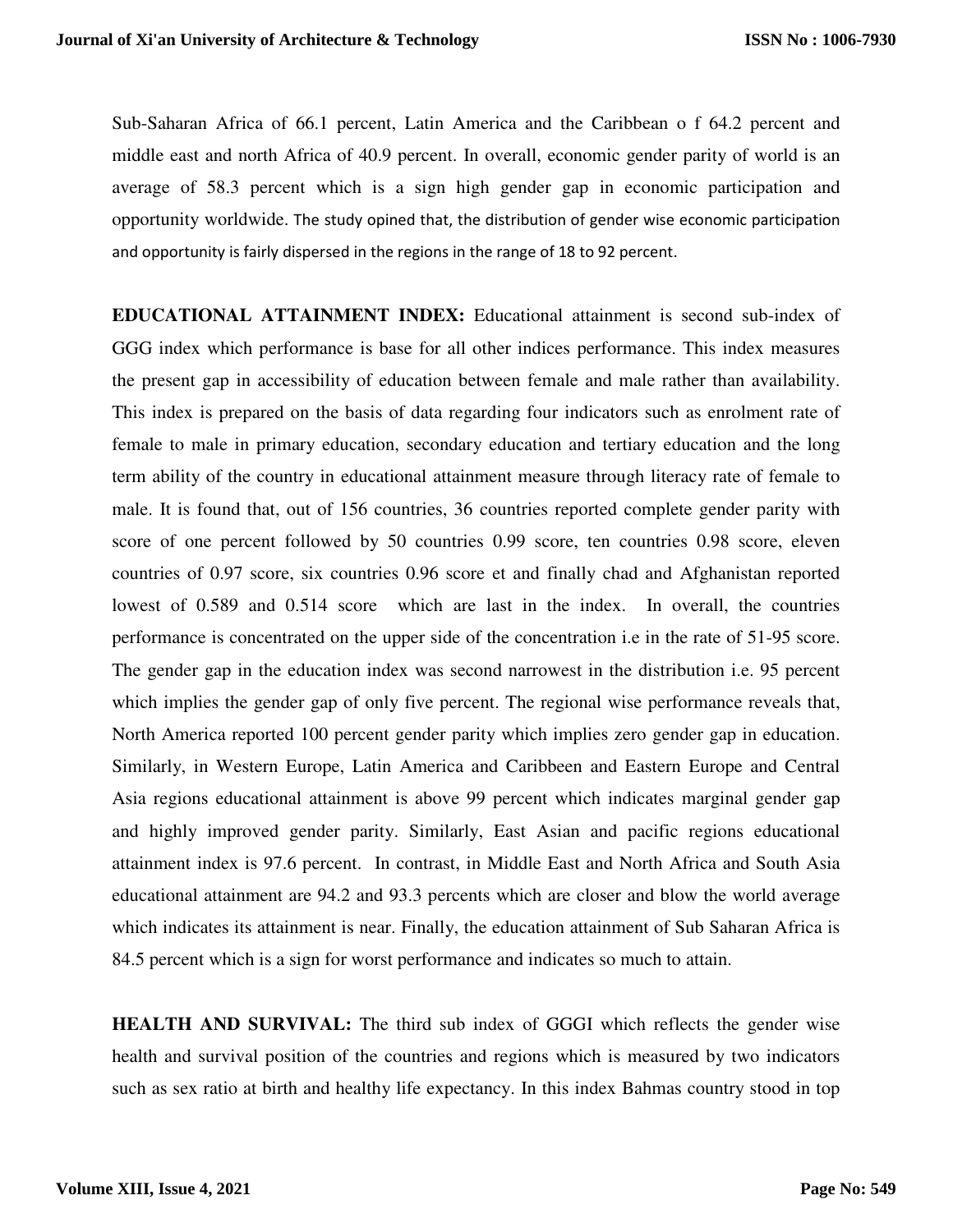Sub-Saharan Africa of 66.1 percent, Latin America and the Caribbean o f 64.2 percent and middle east and north Africa of 40.9 percent. In overall, economic gender parity of world is an average of 58.3 percent which is a sign high gender gap in economic participation and opportunity worldwide. The study opined that, the distribution of gender wise economic participation and opportunity is fairly dispersed in the regions in the range of 18 to 92 percent.

**EDUCATIONAL ATTAINMENT INDEX:** Educational attainment is second sub-index of GGG index which performance is base for all other indices performance. This index measures the present gap in accessibility of education between female and male rather than availability. This index is prepared on the basis of data regarding four indicators such as enrolment rate of female to male in primary education, secondary education and tertiary education and the long term ability of the country in educational attainment measure through literacy rate of female to male. It is found that, out of 156 countries, 36 countries reported complete gender parity with score of one percent followed by 50 countries 0.99 score, ten countries 0.98 score, eleven countries of 0.97 score, six countries 0.96 score et and finally chad and Afghanistan reported lowest of 0.589 and 0.514 score which are last in the index. In overall, the countries performance is concentrated on the upper side of the concentration i.e in the rate of 51-95 score. The gender gap in the education index was second narrowest in the distribution i.e. 95 percent which implies the gender gap of only five percent. The regional wise performance reveals that, North America reported 100 percent gender parity which implies zero gender gap in education. Similarly, in Western Europe, Latin America and Caribbeen and Eastern Europe and Central Asia regions educational attainment is above 99 percent which indicates marginal gender gap and highly improved gender parity. Similarly, East Asian and pacific regions educational attainment index is 97.6 percent. In contrast, in Middle East and North Africa and South Asia educational attainment are 94.2 and 93.3 percents which are closer and blow the world average which indicates its attainment is near. Finally, the education attainment of Sub Saharan Africa is 84.5 percent which is a sign for worst performance and indicates so much to attain.

**HEALTH AND SURVIVAL:** The third sub index of GGGI which reflects the gender wise health and survival position of the countries and regions which is measured by two indicators such as sex ratio at birth and healthy life expectancy. In this index Bahmas country stood in top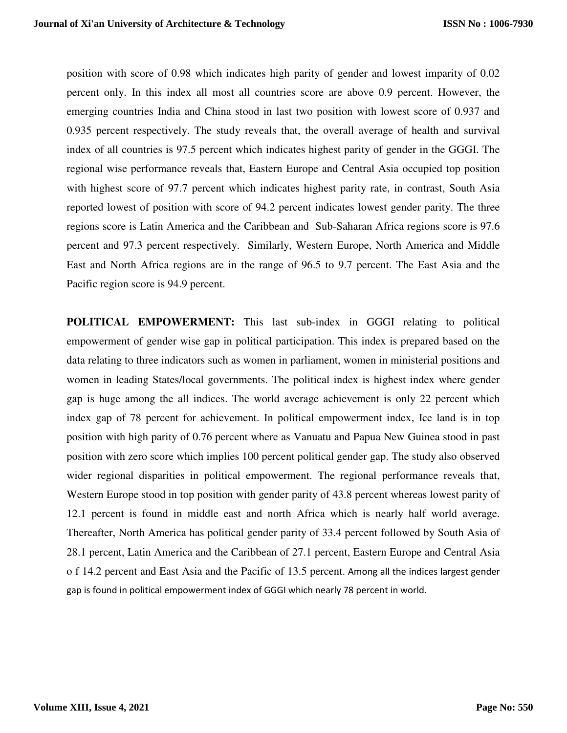position with score of 0.98 which indicates high parity of gender and lowest imparity of 0.02 percent only. In this index all most all countries score are above 0.9 percent. However, the emerging countries India and China stood in last two position with lowest score of 0.937 and 0.935 percent respectively. The study reveals that, the overall average of health and survival index of all countries is 97.5 percent which indicates highest parity of gender in the GGGI. The regional wise performance reveals that, Eastern Europe and Central Asia occupied top position with highest score of 97.7 percent which indicates highest parity rate, in contrast, South Asia reported lowest of position with score of 94.2 percent indicates lowest gender parity. The three regions score is Latin America and the Caribbean and Sub-Saharan Africa regions score is 97.6 percent and 97.3 percent respectively. Similarly, Western Europe, North America and Middle East and North Africa regions are in the range of 96.5 to 9.7 percent. The East Asia and the Pacific region score is 94.9 percent.

**POLITICAL EMPOWERMENT:** This last sub-index in GGGI relating to political empowerment of gender wise gap in political participation. This index is prepared based on the data relating to three indicators such as women in parliament, women in ministerial positions and women in leading States/local governments. The political index is highest index where gender gap is huge among the all indices. The world average achievement is only 22 percent which index gap of 78 percent for achievement. In political empowerment index, Ice land is in top position with high parity of 0.76 percent where as Vanuatu and Papua New Guinea stood in past position with zero score which implies 100 percent political gender gap. The study also observed wider regional disparities in political empowerment. The regional performance reveals that, Western Europe stood in top position with gender parity of 43.8 percent whereas lowest parity of 12.1 percent is found in middle east and north Africa which is nearly half world average. Thereafter, North America has political gender parity of 33.4 percent followed by South Asia of 28.1 percent, Latin America and the Caribbean of 27.1 percent, Eastern Europe and Central Asia o f 14.2 percent and East Asia and the Pacific of 13.5 percent. Among all the indices largest gender gap is found in political empowerment index of GGGI which nearly 78 percent in world.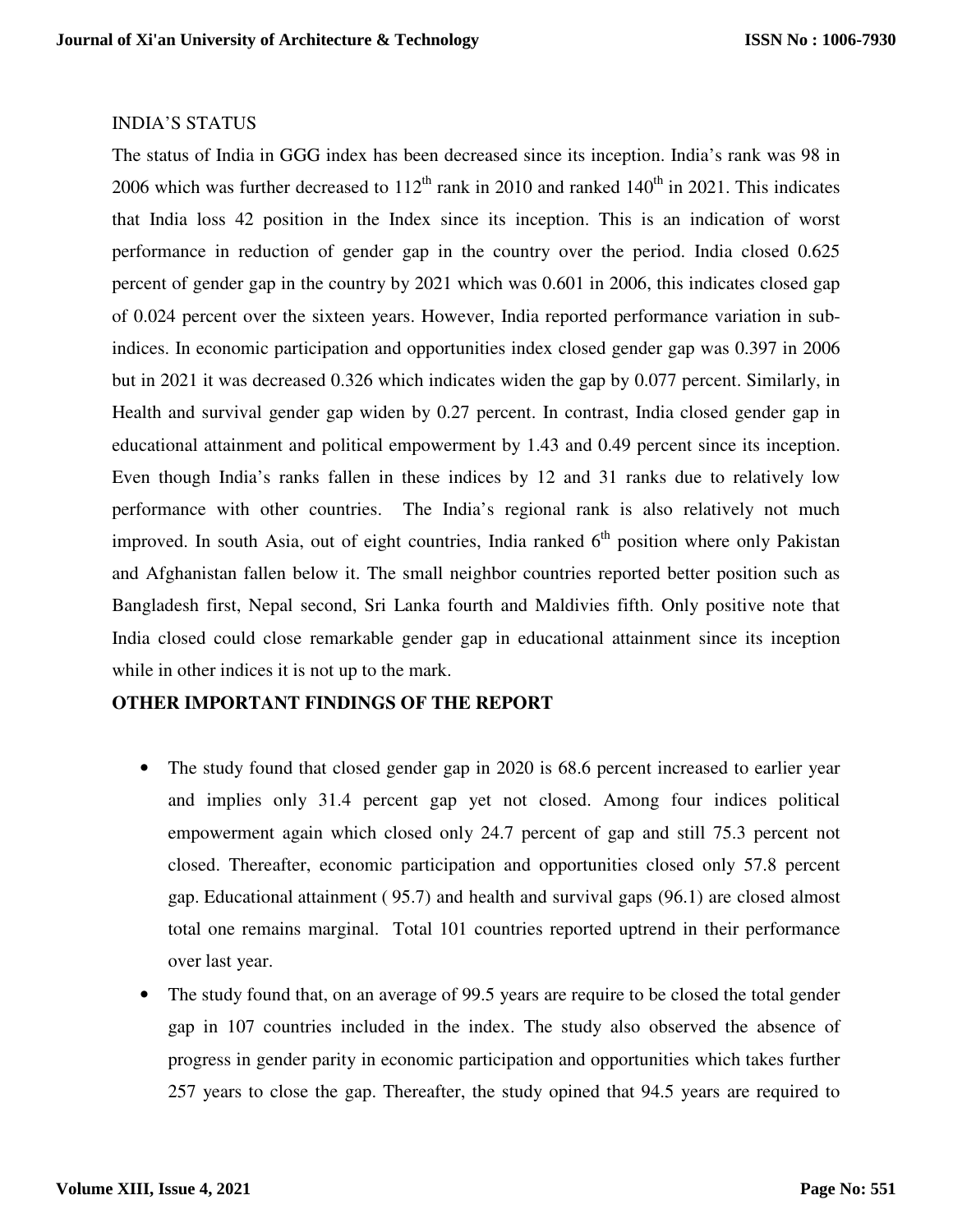INDIA'S STATUS

The status of India in GGG index has been decreased since its inception. India's rank was 98 in 2006 which was further decreased to 112th rank in 2010 and ranked 140th in 2021. This indicates that India loss 42 position in the Index since its inception. This is an indication of worst performance in reduction of gender gap in the country over the period. India closed 0.625 percent of gender gap in the country by 2021 which was 0.601 in 2006, this indicates closed gap of 0.024 percent over the sixteen years. However, India reported performance variation in sub-indices. In economic participation and opportunities index closed gender gap was 0.397 in 2006 but in 2021 it was decreased 0.326 which indicates widen the gap by 0.077 percent. Similarly, in Health and survival gender gap widen by 0.27 percent. In contrast, India closed gender gap in educational attainment and political empowerment by 1.43 and 0.49 percent since its inception. Even though India's ranks fallen in these indices by 12 and 31 ranks due to relatively low performance with other countries. The India's regional rank is also relatively not much improved. In south Asia, out of eight countries, India ranked 6th position where only Pakistan and Afghanistan fallen below it. The small neighbor countries reported better position such as Bangladesh first, Nepal second, Sri Lanka fourth and Maldivies fifth. Only positive note that India closed could close remarkable gender gap in educational attainment since its inception while in other indices it is not up to the mark.

**OTHER IMPORTANT FINDINGS OF THE REPORT**

- The study found that closed gender gap in 2020 is 68.6 percent increased to earlier year and implies only 31.4 percent gap yet not closed. Among four indices political empowerment again which closed only 24.7 percent of gap and still 75.3 percent not closed. Thereafter, economic participation and opportunities closed only 57.8 percent gap. Educational attainment ( 95.7) and health and survival gaps (96.1) are closed almost total one remains marginal. Total 101 countries reported uptrend in their performance over last year.
- The study found that, on an average of 99.5 years are require to be closed the total gender gap in 107 countries included in the index. The study also observed the absence of progress in gender parity in economic participation and opportunities which takes further 257 years to close the gap. Thereafter, the study opined that 94.5 years are required to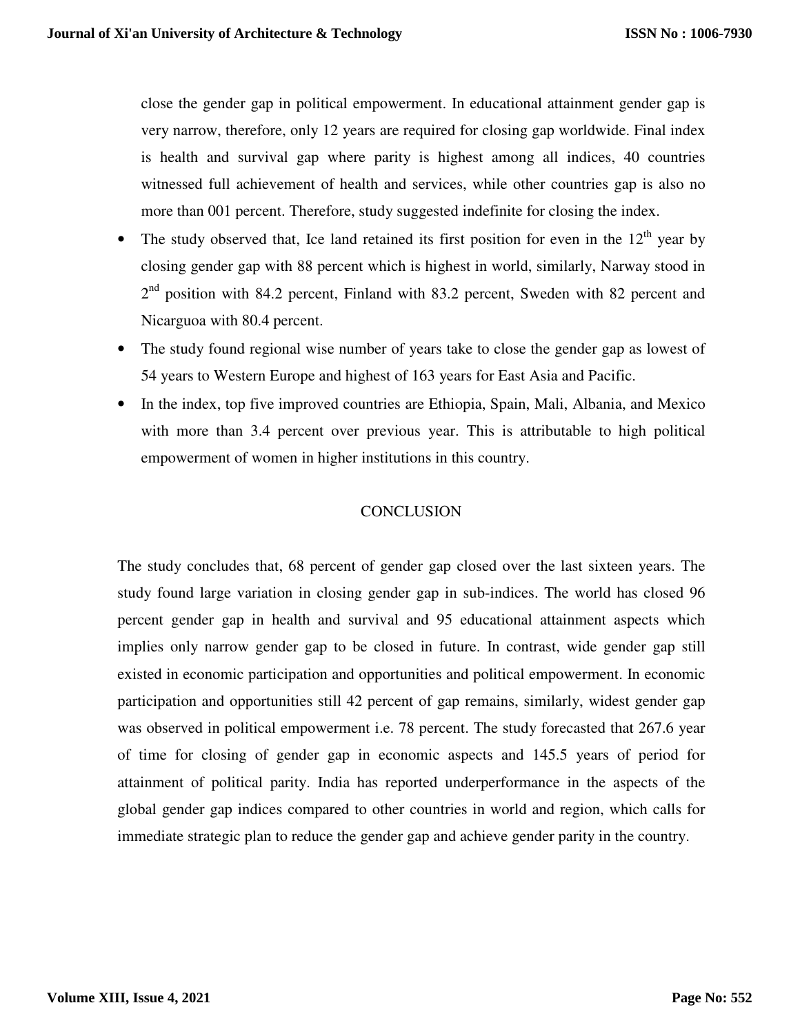close the gender gap in political empowerment. In educational attainment gender gap is very narrow, therefore, only 12 years are required for closing gap worldwide. Final index is health and survival gap where parity is highest among all indices, 40 countries witnessed full achievement of health and services, while other countries gap is also no more than 001 percent. Therefore, study suggested indefinite for closing the index.

- The study observed that, Ice land retained its first position for even in the 12th year by closing gender gap with 88 percent which is highest in world, similarly, Narway stood in 2nd position with 84.2 percent, Finland with 83.2 percent, Sweden with 82 percent and Nicarguoa with 80.4 percent.
- The study found regional wise number of years take to close the gender gap as lowest of 54 years to Western Europe and highest of 163 years for East Asia and Pacific.
- In the index, top five improved countries are Ethiopia, Spain, Mali, Albania, and Mexico with more than 3.4 percent over previous year. This is attributable to high political empowerment of women in higher institutions in this country.

## CONCLUSION

The study concludes that, 68 percent of gender gap closed over the last sixteen years. The study found large variation in closing gender gap in sub-indices. The world has closed 96 percent gender gap in health and survival and 95 educational attainment aspects which implies only narrow gender gap to be closed in future. In contrast, wide gender gap still existed in economic participation and opportunities and political empowerment. In economic participation and opportunities still 42 percent of gap remains, similarly, widest gender gap was observed in political empowerment i.e. 78 percent. The study forecasted that 267.6 year of time for closing of gender gap in economic aspects and 145.5 years of period for attainment of political parity. India has reported underperformance in the aspects of the global gender gap indices compared to other countries in world and region, which calls for immediate strategic plan to reduce the gender gap and achieve gender parity in the country.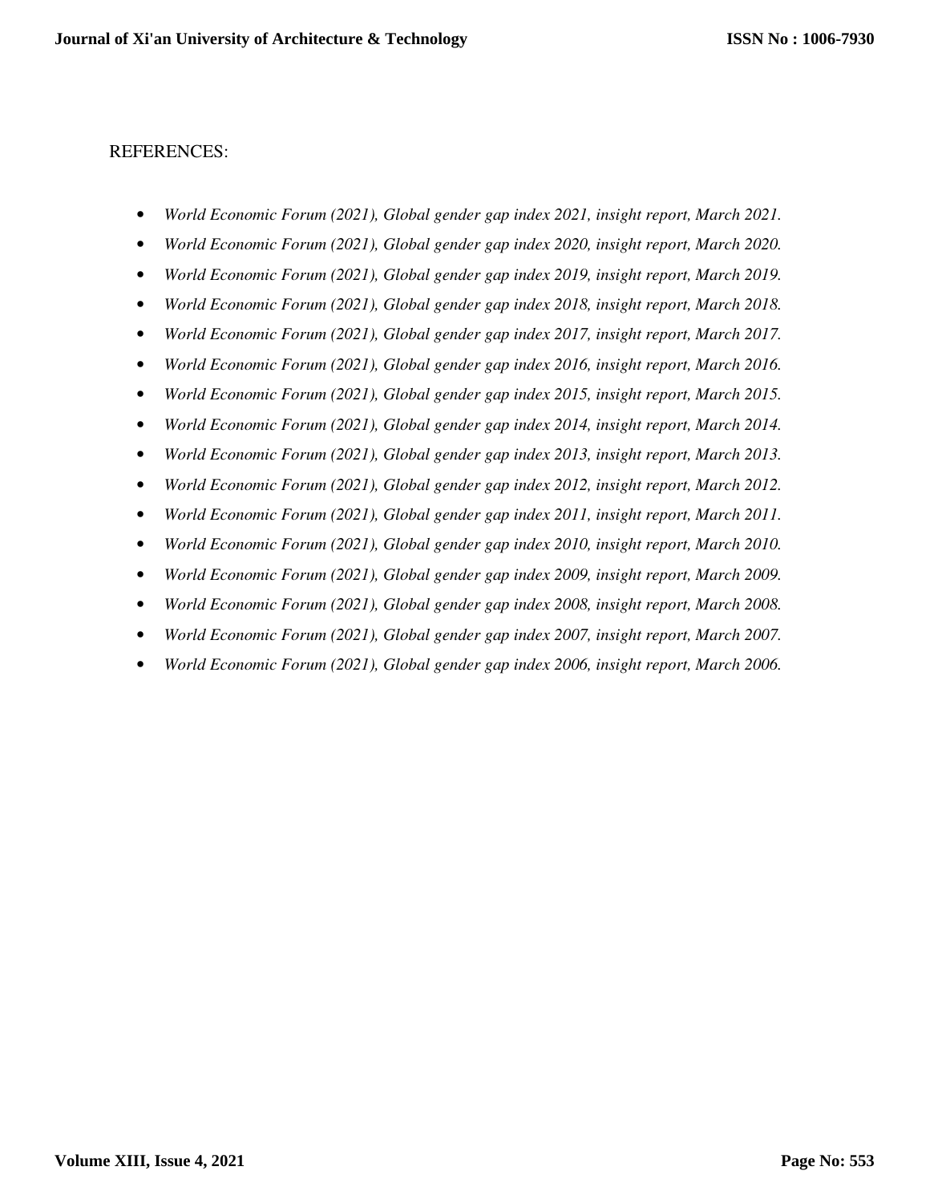REFERENCES:

- *World Economic Forum (2021), Global gender gap index 2021, insight report, March 2021.*
- *World Economic Forum (2021), Global gender gap index 2020, insight report, March 2020.*
- *World Economic Forum (2021), Global gender gap index 2019, insight report, March 2019.*
- *World Economic Forum (2021), Global gender gap index 2018, insight report, March 2018.*
- *World Economic Forum (2021), Global gender gap index 2017, insight report, March 2017.*
- *World Economic Forum (2021), Global gender gap index 2016, insight report, March 2016.*
- *World Economic Forum (2021), Global gender gap index 2015, insight report, March 2015.*
- *World Economic Forum (2021), Global gender gap index 2014, insight report, March 2014.*
- *World Economic Forum (2021), Global gender gap index 2013, insight report, March 2013.*
- *World Economic Forum (2021), Global gender gap index 2012, insight report, March 2012.*
- *World Economic Forum (2021), Global gender gap index 2011, insight report, March 2011.*
- *World Economic Forum (2021), Global gender gap index 2010, insight report, March 2010.*
- *World Economic Forum (2021), Global gender gap index 2009, insight report, March 2009.*
- *World Economic Forum (2021), Global gender gap index 2008, insight report, March 2008.*
- *World Economic Forum (2021), Global gender gap index 2007, insight report, March 2007.*
- *World Economic Forum (2021), Global gender gap index 2006, insight report, March 2006.*